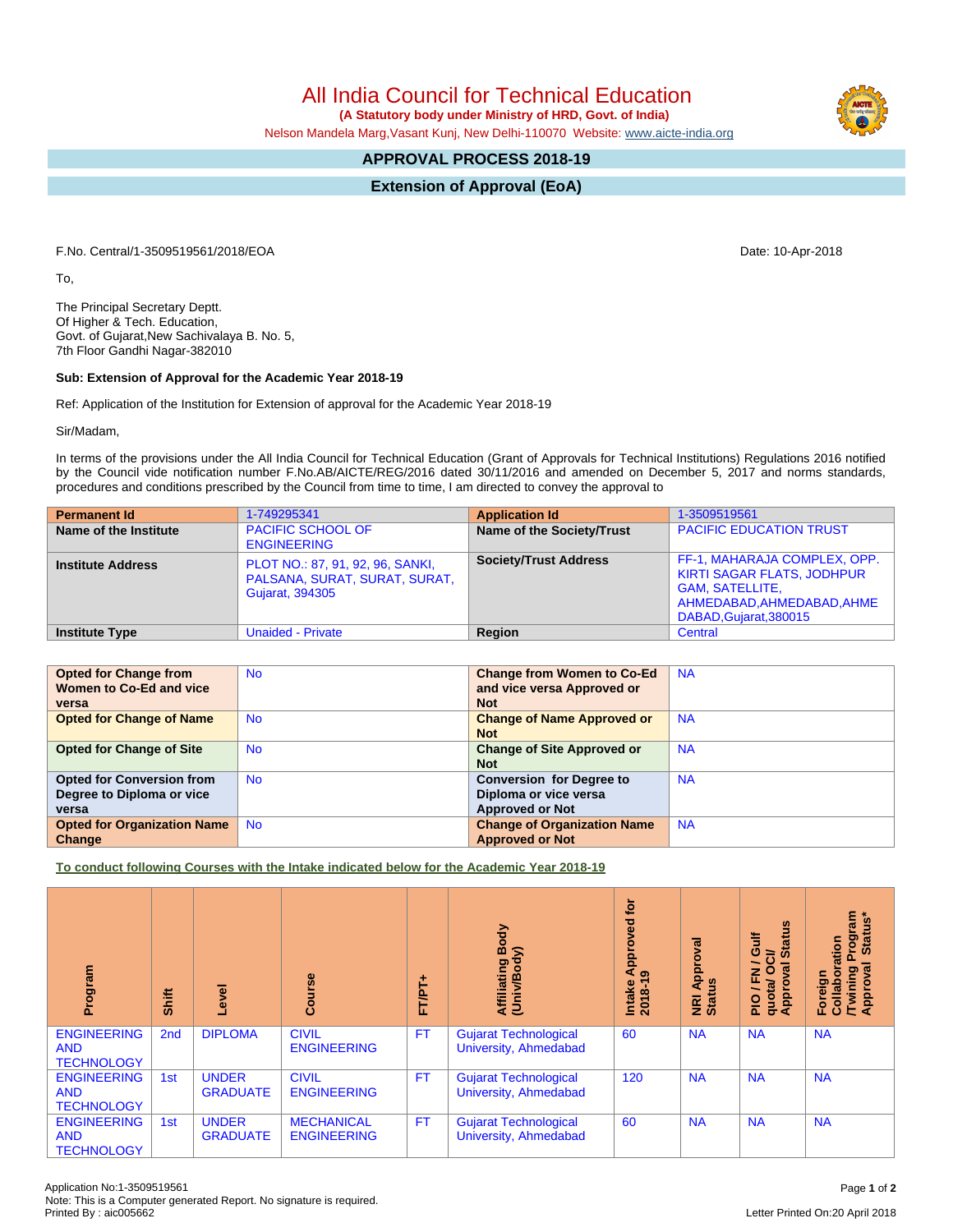# All India Council for Technical Education

**(A Statutory body under Ministry of HRD, Govt. of India)**

Nelson Mandela Marg,Vasant Kunj, New Delhi-110070 Website: www.aicte-india.org

## APPROVAL PROCESS 2018-19

## Extension of Approval (EoA)

F.No. Central/1-3509519561/2018/EOA

Date: 10-Apr-2018

To,

The Principal Secretary Deptt.
Of Higher & Tech. Education,
Govt. of Gujarat,New Sachivalaya B. No. 5,
7th Floor Gandhi Nagar-382010

**Sub: Extension of Approval for the Academic Year 2018-19**

Ref: Application of the Institution for Extension of approval for the Academic Year 2018-19

Sir/Madam,

In terms of the provisions under the All India Council for Technical Education (Grant of Approvals for Technical Institutions) Regulations 2016 notified by the Council vide notification number F.No.AB/AICTE/REG/2016 dated 30/11/2016 and amended on December 5, 2017 and norms standards, procedures and conditions prescribed by the Council from time to time, I am directed to convey the approval to

| **Permanent Id** | 1-749295341 | **Application Id** | 1-3509519561 |
|---|---|---|---|
| **Name of the Institute** | PACIFIC SCHOOL OF ENGINEERING | **Name of the Society/Trust** | PACIFIC EDUCATION TRUST |
| **Institute Address** | PLOT NO.: 87, 91, 92, 96, SANKI, PALSANA, SURAT, SURAT, Gujarat, 394305 | **Society/Trust Address** | FF-1, MAHARAJA COMPLEX, OPP. KIRTI SAGAR FLATS, JODHPUR GAM, SATELLITE, AHMEDABAD,AHMEDABAD,AHMEDABAD,Gujarat,380015 |
| **Institute Type** | Unaided - Private | **Region** | Central |

| **Opted for Change from Women to Co-Ed and vice versa** | No | **Change from Women to Co-Ed and vice versa Approved or Not** | NA |
|---|---|---|---|
| **Opted for Change of Name** | No | **Change of Name Approved or Not** | NA |
| **Opted for Change of Site** | No | **Change of Site Approved or Not** | NA |
| **Opted for Conversion from Degree to Diploma or vice versa** | No | **Conversion for Degree to Diploma or vice versa Approved or Not** | NA |
| **Opted for Organization Name Change** | No | **Change of Organization Name Approved or Not** | NA |

**To conduct following Courses with the Intake indicated below for the Academic Year 2018-19**

| Program | Shift | Level | Course | FT/PT+ | Affiliating Body (Univ/Body) | Intake Approved for 2018-19 | NRI Approval Status | PIO / FN / Gulf quota/ OCI/ Approval Status | Foreign Collaboration /Twining Program Approval Status* |
|---|---|---|---|---|---|---|---|---|---|
| ENGINEERING AND TECHNOLOGY | 2nd | DIPLOMA | CIVIL ENGINEERING | FT | Gujarat Technological University, Ahmedabad | 60 | NA | NA | NA |
| ENGINEERING AND TECHNOLOGY | 1st | UNDER GRADUATE | CIVIL ENGINEERING | FT | Gujarat Technological University, Ahmedabad | 120 | NA | NA | NA |
| ENGINEERING AND TECHNOLOGY | 1st | UNDER GRADUATE | MECHANICAL ENGINEERING | FT | Gujarat Technological University, Ahmedabad | 60 | NA | NA | NA |

Application No:1-3509519561
Note: This is a Computer generated Report. No signature is required.
Printed By : aic005662

Letter Printed On:20 April 2018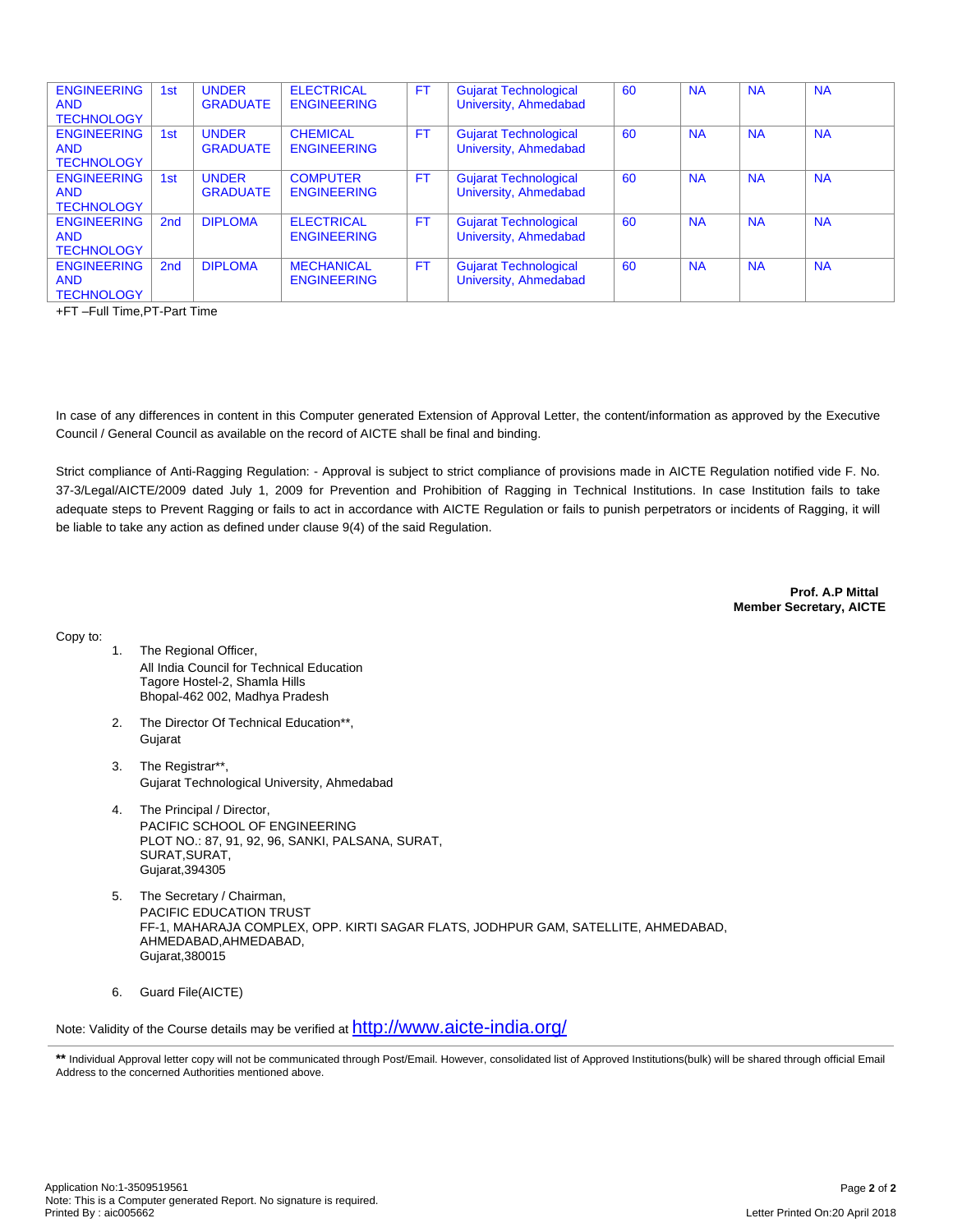| | | | | | | | | | |
|---|---|---|---|---|---|---|---|---|---|
| ENGINEERING AND TECHNOLOGY | 1st | UNDER GRADUATE | ELECTRICAL ENGINEERING | FT | Gujarat Technological University, Ahmedabad | 60 | NA | NA | NA |
| ENGINEERING AND TECHNOLOGY | 1st | UNDER GRADUATE | CHEMICAL ENGINEERING | FT | Gujarat Technological University, Ahmedabad | 60 | NA | NA | NA |
| ENGINEERING AND TECHNOLOGY | 1st | UNDER GRADUATE | COMPUTER ENGINEERING | FT | Gujarat Technological University, Ahmedabad | 60 | NA | NA | NA |
| ENGINEERING AND TECHNOLOGY | 2nd | DIPLOMA | ELECTRICAL ENGINEERING | FT | Gujarat Technological University, Ahmedabad | 60 | NA | NA | NA |
| ENGINEERING AND TECHNOLOGY | 2nd | DIPLOMA | MECHANICAL ENGINEERING | FT | Gujarat Technological University, Ahmedabad | 60 | NA | NA | NA |

+FT –Full Time,PT-Part Time

In case of any differences in content in this Computer generated Extension of Approval Letter, the content/information as approved by the Executive Council / General Council as available on the record of AICTE shall be final and binding.

Strict compliance of Anti-Ragging Regulation: - Approval is subject to strict compliance of provisions made in AICTE Regulation notified vide F. No. 37-3/Legal/AICTE/2009 dated July 1, 2009 for Prevention and Prohibition of Ragging in Technical Institutions. In case Institution fails to take adequate steps to Prevent Ragging or fails to act in accordance with AICTE Regulation or fails to punish perpetrators or incidents of Ragging, it will be liable to take any action as defined under clause 9(4) of the said Regulation.

**Prof. A.P Mittal**
**Member Secretary, AICTE**

Copy to:

1. The Regional Officer,
   All India Council for Technical Education
   Tagore Hostel-2, Shamla Hills
   Bhopal-462 002, Madhya Pradesh

2. The Director Of Technical Education**,
   Gujarat

3. The Registrar**,
   Gujarat Technological University, Ahmedabad

4. The Principal / Director,
   PACIFIC SCHOOL OF ENGINEERING
   PLOT NO.: 87, 91, 92, 96, SANKI, PALSANA, SURAT,
   SURAT,SURAT,
   Gujarat,394305

5. The Secretary / Chairman,
   PACIFIC EDUCATION TRUST
   FF-1, MAHARAJA COMPLEX, OPP. KIRTI SAGAR FLATS, JODHPUR GAM, SATELLITE, AHMEDABAD,
   AHMEDABAD,AHMEDABAD,
   Gujarat,380015

6. Guard File(AICTE)

Note: Validity of the Course details may be verified at http://www.aicte-india.org/

**\*\*** Individual Approval letter copy will not be communicated through Post/Email. However, consolidated list of Approved Institutions(bulk) will be shared through official Email Address to the concerned Authorities mentioned above.

Application No:1-3509519561
Note: This is a Computer generated Report. No signature is required.
Printed By : aic005662

Letter Printed On:20 April 2018